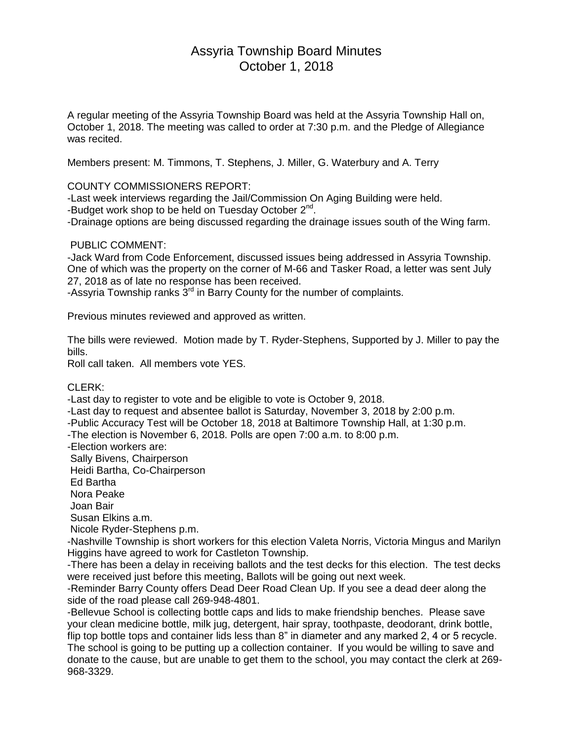# Assyria Township Board Minutes
## October 1, 2018

A regular meeting of the Assyria Township Board was held at the Assyria Township Hall on, October 1, 2018. The meeting was called to order at 7:30 p.m. and the Pledge of Allegiance was recited.

Members present: M. Timmons, T. Stephens, J. Miller, G. Waterbury and A. Terry

COUNTY COMMISSIONERS REPORT:
-Last week interviews regarding the Jail/Commission On Aging Building were held.
-Budget work shop to be held on Tuesday October 2nd.
-Drainage options are being discussed regarding the drainage issues south of the Wing farm.

PUBLIC COMMENT:
-Jack Ward from Code Enforcement, discussed issues being addressed in Assyria Township. One of which was the property on the corner of M-66 and Tasker Road, a letter was sent July 27, 2018 as of late no response has been received.
-Assyria Township ranks 3rd in Barry County for the number of complaints.

Previous minutes reviewed and approved as written.

The bills were reviewed. Motion made by T. Ryder-Stephens, Supported by J. Miller to pay the bills.
Roll call taken. All members vote YES.

CLERK:
-Last day to register to vote and be eligible to vote is October 9, 2018.
-Last day to request and absentee ballot is Saturday, November 3, 2018 by 2:00 p.m.
-Public Accuracy Test will be October 18, 2018 at Baltimore Township Hall, at 1:30 p.m.
-The election is November 6, 2018. Polls are open 7:00 a.m. to 8:00 p.m.
-Election workers are:
Sally Bivens, Chairperson
Heidi Bartha, Co-Chairperson
Ed Bartha
Nora Peake
Joan Bair
Susan Elkins a.m.
Nicole Ryder-Stephens p.m.
-Nashville Township is short workers for this election Valeta Norris, Victoria Mingus and Marilyn Higgins have agreed to work for Castleton Township.
-There has been a delay in receiving ballots and the test decks for this election. The test decks were received just before this meeting, Ballots will be going out next week.
-Reminder Barry County offers Dead Deer Road Clean Up. If you see a dead deer along the side of the road please call 269-948-4801.
-Bellevue School is collecting bottle caps and lids to make friendship benches. Please save your clean medicine bottle, milk jug, detergent, hair spray, toothpaste, deodorant, drink bottle, flip top bottle tops and container lids less than 8" in diameter and any marked 2, 4 or 5 recycle. The school is going to be putting up a collection container. If you would be willing to save and donate to the cause, but are unable to get them to the school, you may contact the clerk at 269-968-3329.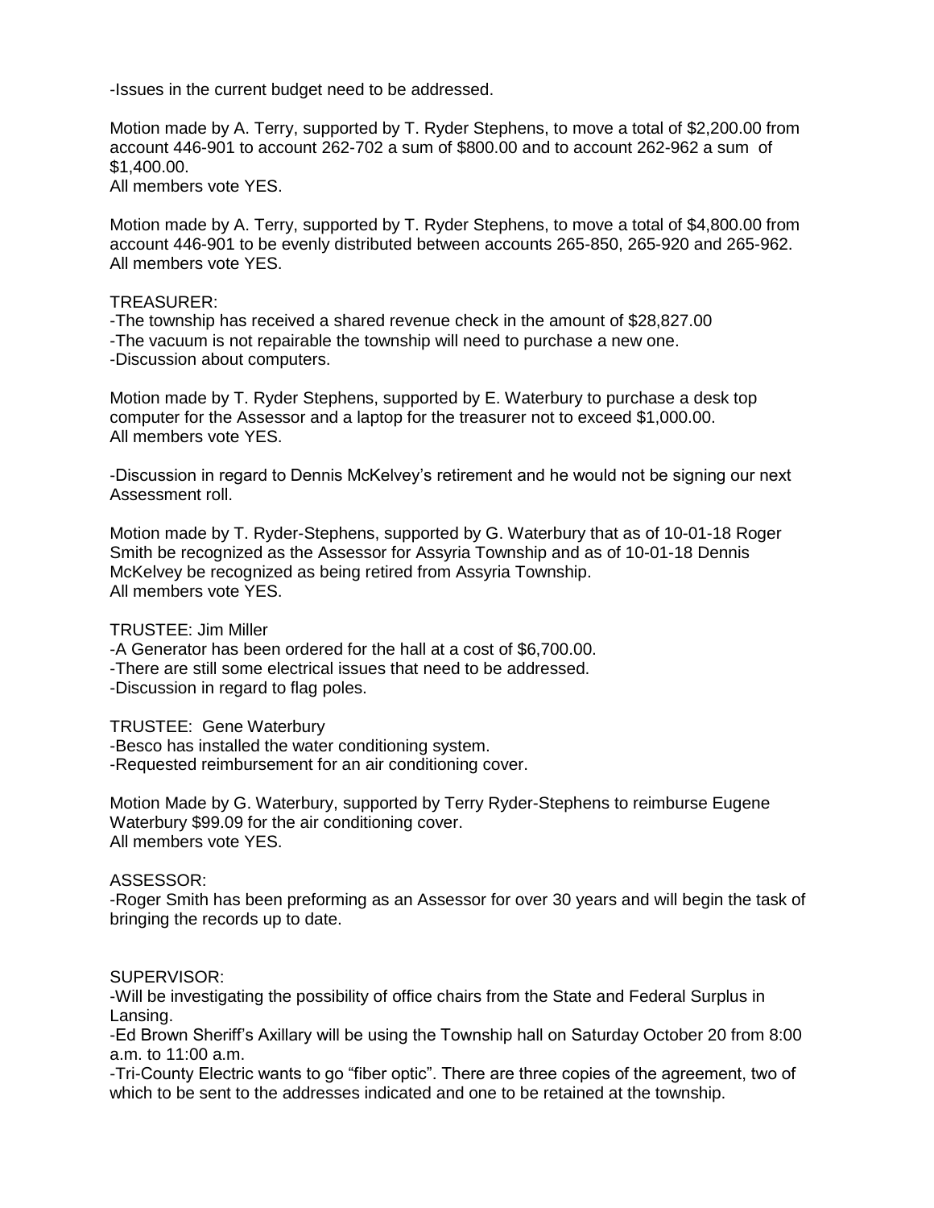-Issues in the current budget need to be addressed.

Motion made by A. Terry, supported by T. Ryder Stephens, to move a total of $2,200.00 from account 446-901 to account 262-702 a sum of $800.00 and to account 262-962 a sum of $1,400.00.
All members vote YES.

Motion made by A. Terry, supported by T. Ryder Stephens, to move a total of $4,800.00 from account 446-901 to be evenly distributed between accounts 265-850, 265-920 and 265-962.
All members vote YES.

TREASURER:
-The township has received a shared revenue check in the amount of $28,827.00
-The vacuum is not repairable the township will need to purchase a new one.
-Discussion about computers.

Motion made by T. Ryder Stephens, supported by E. Waterbury to purchase a desk top computer for the Assessor and a laptop for the treasurer not to exceed $1,000.00.
All members vote YES.

-Discussion in regard to Dennis McKelvey's retirement and he would not be signing our next Assessment roll.

Motion made by T. Ryder-Stephens, supported by G. Waterbury that as of 10-01-18 Roger Smith be recognized as the Assessor for Assyria Township and as of 10-01-18 Dennis McKelvey be recognized as being retired from Assyria Township.
All members vote YES.

TRUSTEE: Jim Miller
-A Generator has been ordered for the hall at a cost of $6,700.00.
-There are still some electrical issues that need to be addressed.
-Discussion in regard to flag poles.

TRUSTEE: Gene Waterbury
-Besco has installed the water conditioning system.
-Requested reimbursement for an air conditioning cover.

Motion Made by G. Waterbury, supported by Terry Ryder-Stephens to reimburse Eugene Waterbury $99.09 for the air conditioning cover.
All members vote YES.

ASSESSOR:
-Roger Smith has been preforming as an Assessor for over 30 years and will begin the task of bringing the records up to date.

SUPERVISOR:
-Will be investigating the possibility of office chairs from the State and Federal Surplus in Lansing.
-Ed Brown Sheriff's Axillary will be using the Township hall on Saturday October 20 from 8:00 a.m. to 11:00 a.m.
-Tri-County Electric wants to go "fiber optic". There are three copies of the agreement, two of which to be sent to the addresses indicated and one to be retained at the township.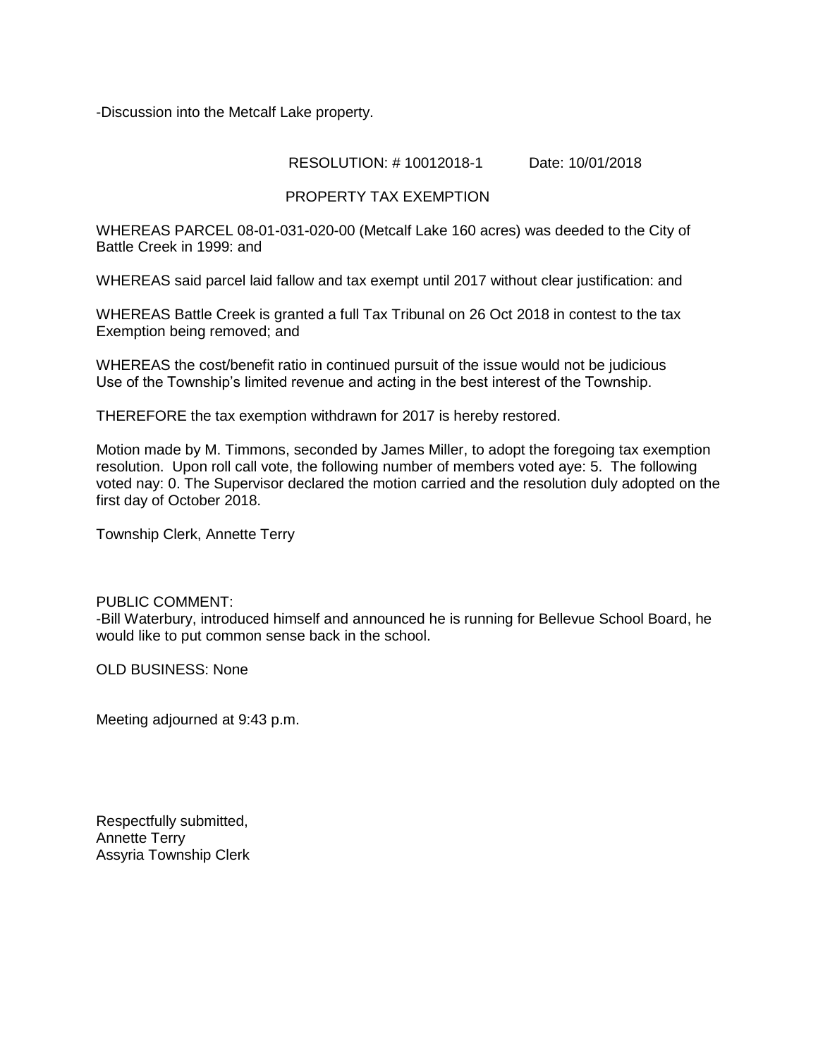-Discussion into the Metcalf Lake property.

RESOLUTION: # 10012018-1 Date: 10/01/2018

PROPERTY TAX EXEMPTION

WHEREAS PARCEL 08-01-031-020-00 (Metcalf Lake 160 acres) was deeded to the City of Battle Creek in 1999: and

WHEREAS said parcel laid fallow and tax exempt until 2017 without clear justification: and

WHEREAS Battle Creek is granted a full Tax Tribunal on 26 Oct 2018 in contest to the tax Exemption being removed; and

WHEREAS the cost/benefit ratio in continued pursuit of the issue would not be judicious Use of the Township's limited revenue and acting in the best interest of the Township.

THEREFORE the tax exemption withdrawn for 2017 is hereby restored.

Motion made by M. Timmons, seconded by James Miller, to adopt the foregoing tax exemption resolution. Upon roll call vote, the following number of members voted aye: 5. The following voted nay: 0. The Supervisor declared the motion carried and the resolution duly adopted on the first day of October 2018.

Township Clerk, Annette Terry

PUBLIC COMMENT:
-Bill Waterbury, introduced himself and announced he is running for Bellevue School Board, he would like to put common sense back in the school.

OLD BUSINESS: None

Meeting adjourned at 9:43 p.m.

Respectfully submitted,
Annette Terry
Assyria Township Clerk